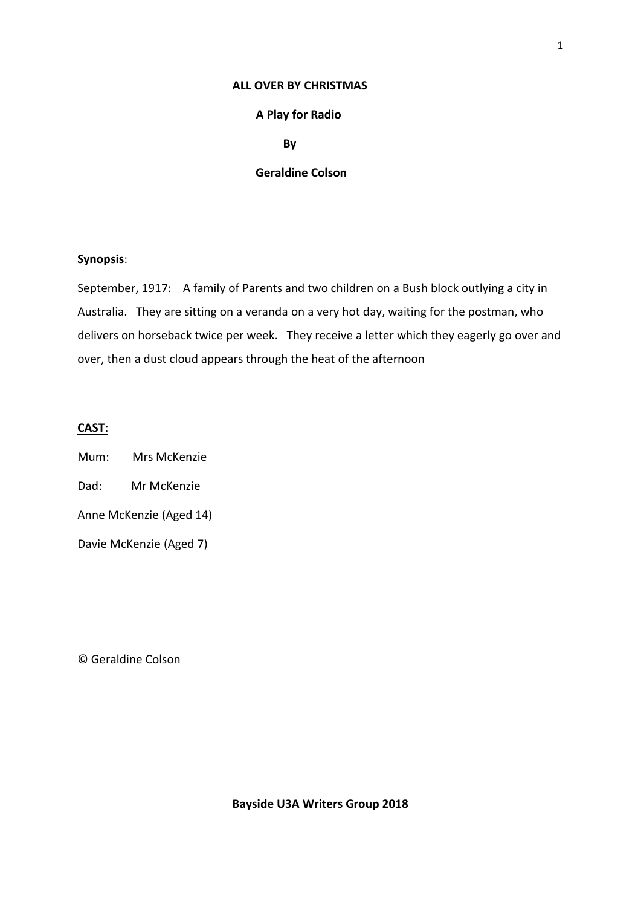# ALL OVER BY CHRISTMAS

**A Play for Radio**

**By**

**Geraldine Colson**

**Synopsis**:

September, 1917: A family of Parents and two children on a Bush block outlying a city in Australia. They are sitting on a veranda on a very hot day, waiting for the postman, who delivers on horseback twice per week. They receive a letter which they eagerly go over and over, then a dust cloud appears through the heat of the afternoon

**CAST:**

Mum: Mrs McKenzie

Dad: Mr McKenzie

Anne McKenzie (Aged 14)

Davie McKenzie (Aged 7)

© Geraldine Colson

**Bayside U3A Writers Group 2018**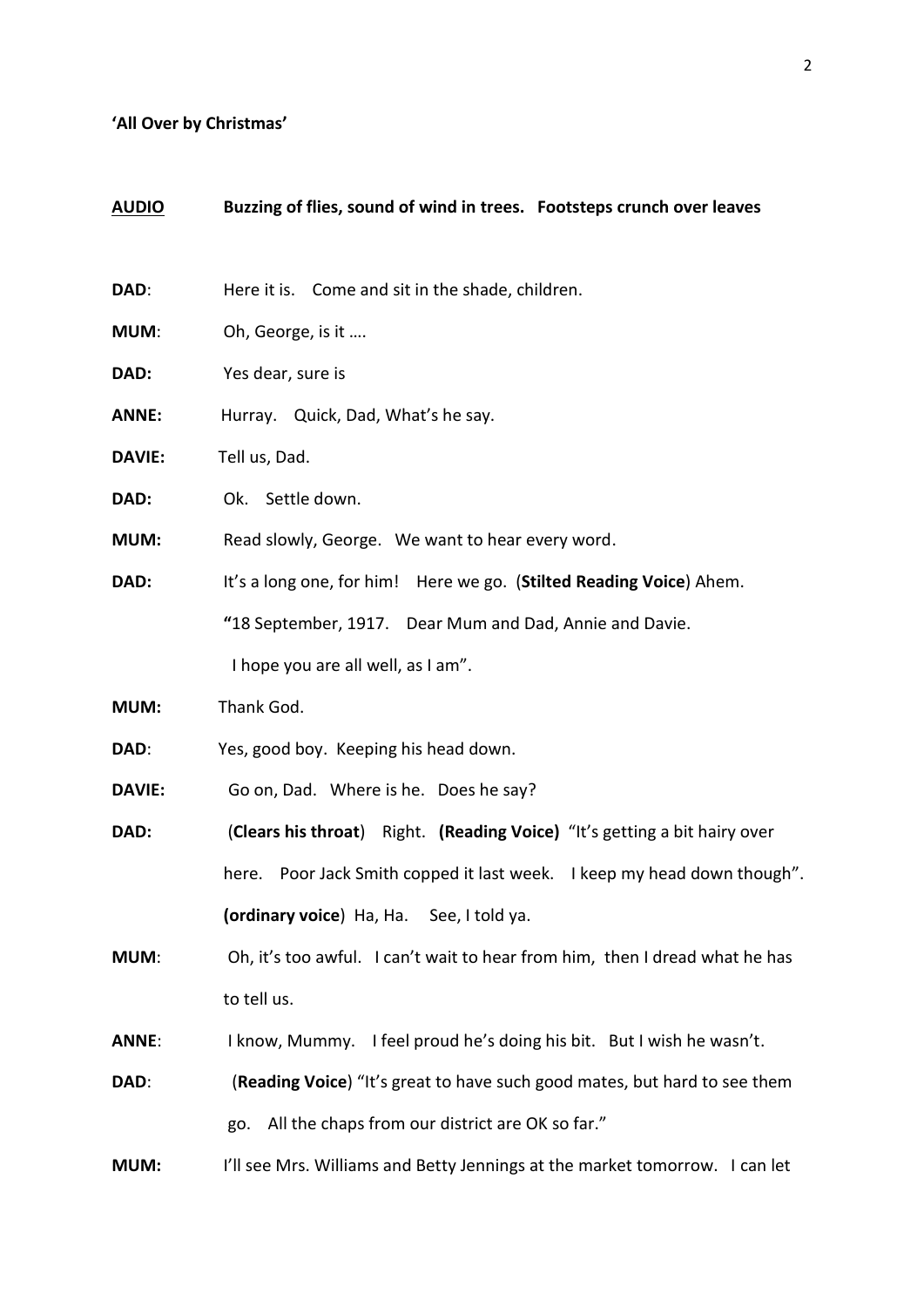**'All Over by Christmas'**

**AUDIO** **Buzzing of flies, sound of wind in trees. Footsteps crunch over leaves**

**DAD**: Here it is. Come and sit in the shade, children.

**MUM**: Oh, George, is it ….

**DAD:** Yes dear, sure is

**ANNE:** Hurray. Quick, Dad, What's he say.

**DAVIE:** Tell us, Dad.

**DAD:** Ok. Settle down.

**MUM:** Read slowly, George. We want to hear every word.

**DAD:** It's a long one, for him! Here we go. (**Stilted Reading Voice**) Ahem. **"**18 September, 1917. Dear Mum and Dad, Annie and Davie. I hope you are all well, as I am".

**MUM:** Thank God.

**DAD**: Yes, good boy. Keeping his head down.

**DAVIE:** Go on, Dad. Where is he. Does he say?

**DAD:** (**Clears his throat**) Right. **(Reading Voice)** "It's getting a bit hairy over here. Poor Jack Smith copped it last week. I keep my head down though". **(ordinary voice**) Ha, Ha. See, I told ya.

**MUM**: Oh, it's too awful. I can't wait to hear from him, then I dread what he has to tell us.

**ANNE**: I know, Mummy. I feel proud he's doing his bit. But I wish he wasn't.

**DAD**: (**Reading Voice**) "It's great to have such good mates, but hard to see them go. All the chaps from our district are OK so far."

**MUM:** I'll see Mrs. Williams and Betty Jennings at the market tomorrow. I can let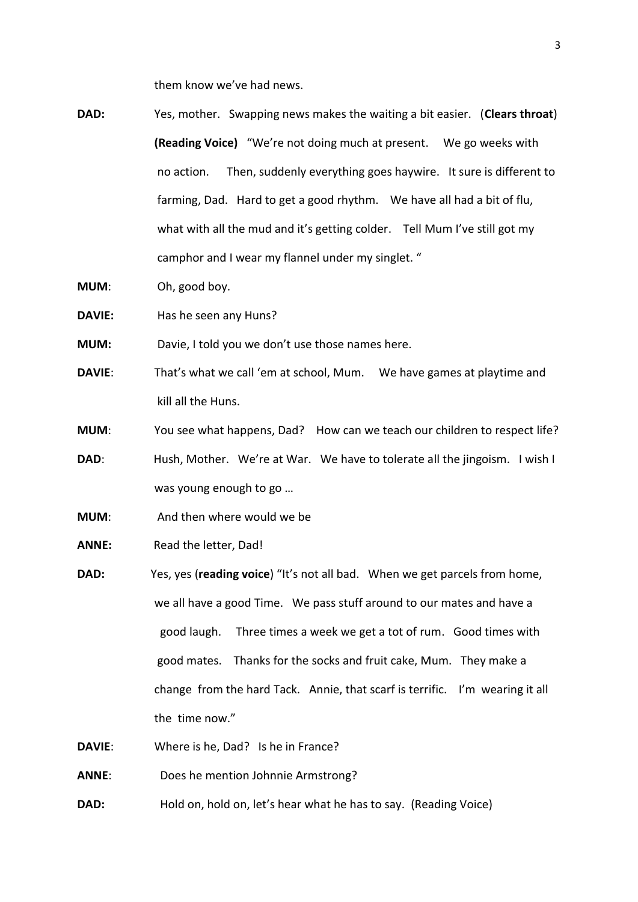them know we've had news.

**DAD:** Yes, mother. Swapping news makes the waiting a bit easier. (**Clears throat**) **(Reading Voice)** "We're not doing much at present. We go weeks with no action. Then, suddenly everything goes haywire. It sure is different to farming, Dad. Hard to get a good rhythm. We have all had a bit of flu, what with all the mud and it's getting colder. Tell Mum I've still got my camphor and I wear my flannel under my singlet. "

**MUM**: Oh, good boy.

**DAVIE:** Has he seen any Huns?

**MUM:** Davie, I told you we don't use those names here.

**DAVIE**: That's what we call 'em at school, Mum. We have games at playtime and kill all the Huns.

**MUM**: You see what happens, Dad? How can we teach our children to respect life?

**DAD**: Hush, Mother. We're at War. We have to tolerate all the jingoism. I wish I was young enough to go …

**MUM**: And then where would we be

**ANNE:** Read the letter, Dad!

**DAD:** Yes, yes (**reading voice**) "It's not all bad. When we get parcels from home, we all have a good Time. We pass stuff around to our mates and have a good laugh. Three times a week we get a tot of rum. Good times with good mates. Thanks for the socks and fruit cake, Mum. They make a change from the hard Tack. Annie, that scarf is terrific. I'm wearing it all the time now."

**DAVIE**: Where is he, Dad? Is he in France?

**ANNE**: Does he mention Johnnie Armstrong?

**DAD:** Hold on, hold on, let's hear what he has to say. (Reading Voice)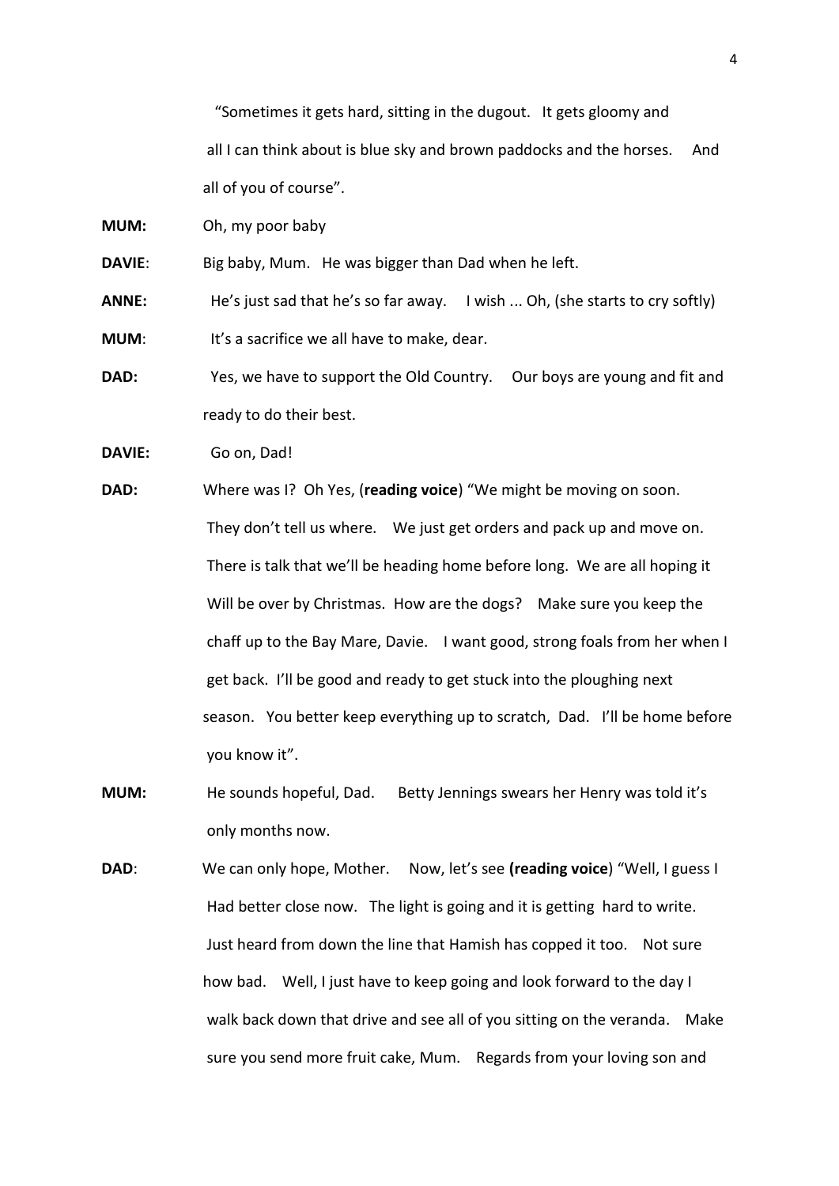"Sometimes it gets hard, sitting in the dugout. It gets gloomy and all I can think about is blue sky and brown paddocks and the horses. And all of you of course".

**MUM:** Oh, my poor baby

**DAVIE**: Big baby, Mum. He was bigger than Dad when he left.

**ANNE:** He's just sad that he's so far away. I wish ... Oh, (she starts to cry softly)

**MUM**: It's a sacrifice we all have to make, dear.

**DAD:** Yes, we have to support the Old Country. Our boys are young and fit and ready to do their best.

**DAVIE:** Go on, Dad!

**DAD:** Where was I? Oh Yes, (**reading voice**) "We might be moving on soon. They don't tell us where. We just get orders and pack up and move on. There is talk that we'll be heading home before long. We are all hoping it Will be over by Christmas. How are the dogs? Make sure you keep the chaff up to the Bay Mare, Davie. I want good, strong foals from her when I get back. I'll be good and ready to get stuck into the ploughing next season. You better keep everything up to scratch, Dad. I'll be home before you know it".

**MUM:** He sounds hopeful, Dad. Betty Jennings swears her Henry was told it's only months now.

**DAD**: We can only hope, Mother. Now, let's see **(reading voice**) "Well, I guess I Had better close now. The light is going and it is getting hard to write. Just heard from down the line that Hamish has copped it too. Not sure how bad. Well, I just have to keep going and look forward to the day I walk back down that drive and see all of you sitting on the veranda. Make sure you send more fruit cake, Mum. Regards from your loving son and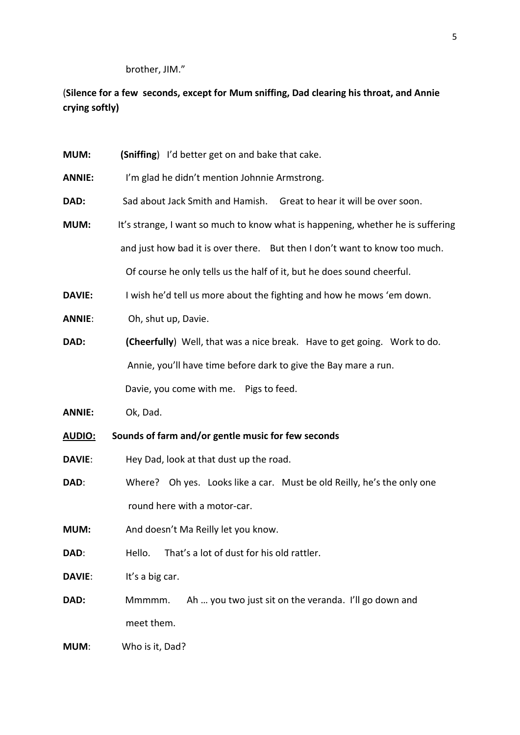brother, JIM."

(**Silence for a few seconds, except for Mum sniffing, Dad clearing his throat, and Annie crying softly)**

**MUM:** (**Sniffing**) I'd better get on and bake that cake.

**ANNIE:** I'm glad he didn't mention Johnnie Armstrong.

**DAD:** Sad about Jack Smith and Hamish. Great to hear it will be over soon.

**MUM:** It's strange, I want so much to know what is happening, whether he is suffering and just how bad it is over there. But then I don't want to know too much. Of course he only tells us the half of it, but he does sound cheerful.

**DAVIE:** I wish he'd tell us more about the fighting and how he mows 'em down.

**ANNIE**: Oh, shut up, Davie.

**DAD:** **(Cheerfully**) Well, that was a nice break. Have to get going. Work to do. Annie, you'll have time before dark to give the Bay mare a run. Davie, you come with me. Pigs to feed.

**ANNIE:** Ok, Dad.

**<u>AUDIO:</u> Sounds of farm and/or gentle music for few seconds**

**DAVIE**: Hey Dad, look at that dust up the road.

**DAD**: Where? Oh yes. Looks like a car. Must be old Reilly, he's the only one round here with a motor-car.

**MUM:** And doesn't Ma Reilly let you know.

**DAD**: Hello. That's a lot of dust for his old rattler.

**DAVIE**: It's a big car.

**DAD:** Mmmmm. Ah … you two just sit on the veranda. I'll go down and meet them.

**MUM**: Who is it, Dad?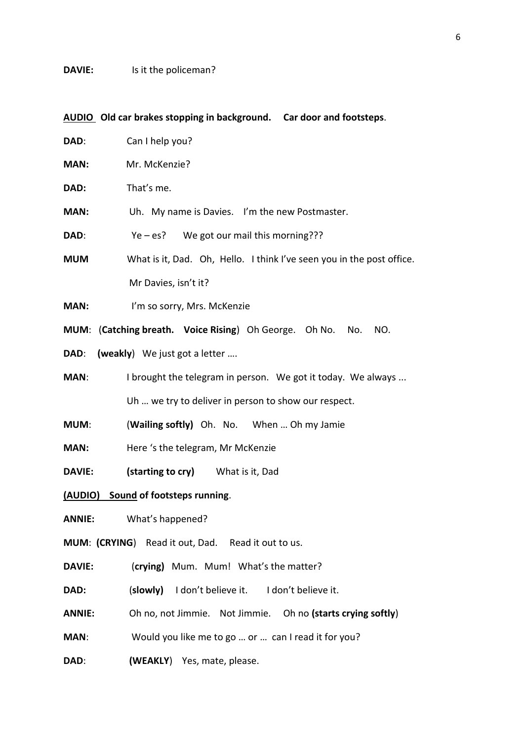**DAVIE:** Is it the policeman?

**AUDIO Old car brakes stopping in background. Car door and footsteps**.

**DAD**: Can I help you?

**MAN:** Mr. McKenzie?

**DAD:** That's me.

**MAN:** Uh. My name is Davies. I'm the new Postmaster.

**DAD**: Ye – es? We got our mail this morning???

**MUM** What is it, Dad. Oh, Hello. I think I've seen you in the post office. Mr Davies, isn't it?

**MAN:** I'm so sorry, Mrs. McKenzie

**MUM**: (**Catching breath. Voice Rising**) Oh George. Oh No. No. NO.

**DAD**: **(weakly**) We just got a letter ….

**MAN**: I brought the telegram in person. We got it today. We always ... Uh … we try to deliver in person to show our respect.

**MUM**: (**Wailing softly)** Oh. No. When … Oh my Jamie

**MAN:** Here 's the telegram, Mr McKenzie

**DAVIE:** **(starting to cry)** What is it, Dad

**(AUDIO) Sound of footsteps running**.

**ANNIE:** What's happened?

**MUM**: **(CRYING**) Read it out, Dad. Read it out to us.

**DAVIE:** (**crying)** Mum. Mum! What's the matter?

**DAD:** (**slowly)** I don't believe it. I don't believe it.

**ANNIE:** Oh no, not Jimmie. Not Jimmie. Oh no **(starts crying softly**)

**MAN**: Would you like me to go … or … can I read it for you?

**DAD**: **(WEAKLY**) Yes, mate, please.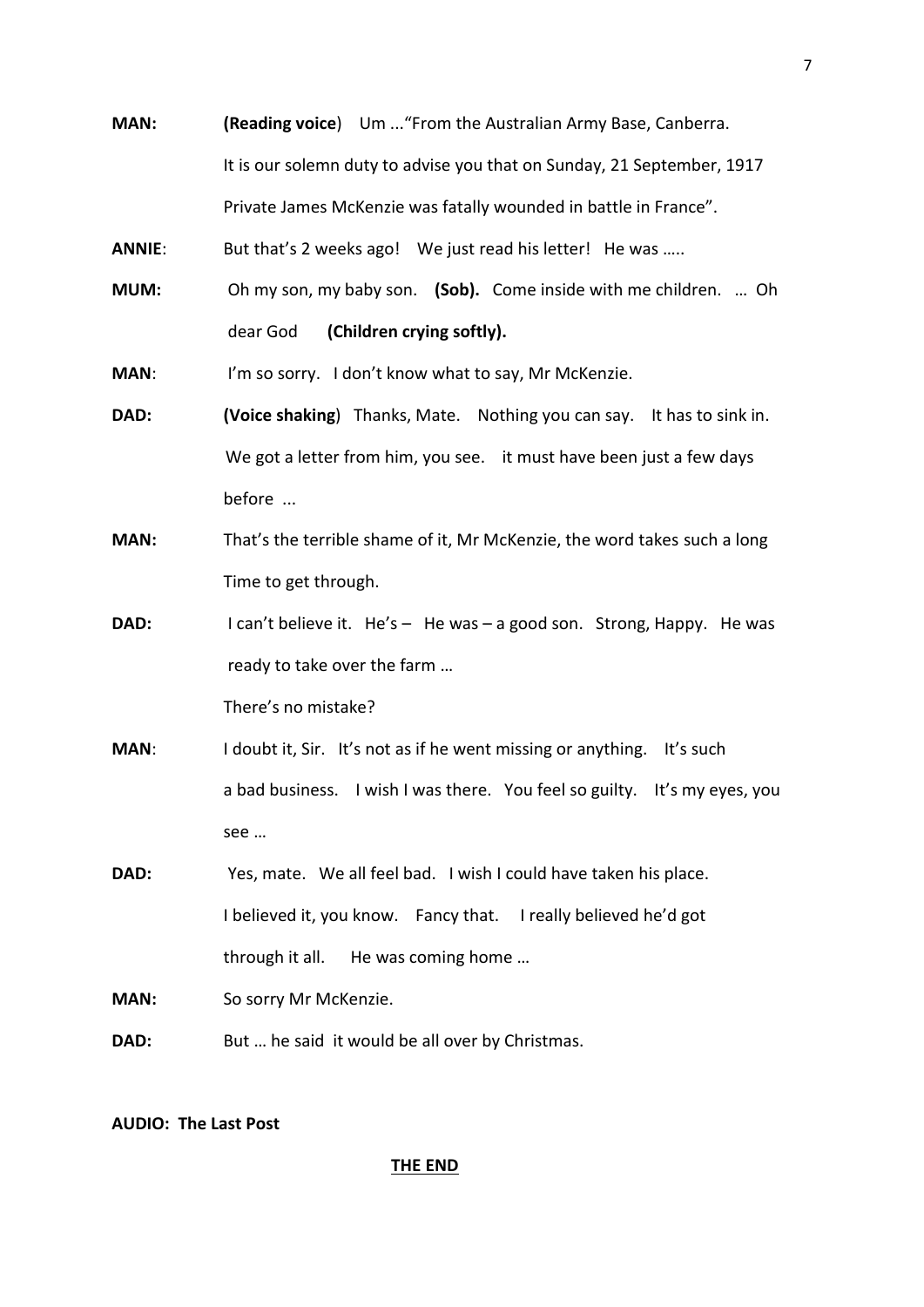**MAN:** **(Reading voice**) Um ..."From the Australian Army Base, Canberra. It is our solemn duty to advise you that on Sunday, 21 September, 1917 Private James McKenzie was fatally wounded in battle in France".

**ANNIE**: But that's 2 weeks ago! We just read his letter! He was .....

**MUM:** Oh my son, my baby son. **(Sob).** Come inside with me children. … Oh dear God **(Children crying softly).**

**MAN**: I'm so sorry. I don't know what to say, Mr McKenzie.

**DAD:** **(Voice shaking**) Thanks, Mate. Nothing you can say. It has to sink in. We got a letter from him, you see. it must have been just a few days before ...

**MAN:** That's the terrible shame of it, Mr McKenzie, the word takes such a long Time to get through.

**DAD:** I can't believe it. He's – He was – a good son. Strong, Happy. He was ready to take over the farm …

There's no mistake?

**MAN**: I doubt it, Sir. It's not as if he went missing or anything. It's such a bad business. I wish I was there. You feel so guilty. It's my eyes, you see …

**DAD:** Yes, mate. We all feel bad. I wish I could have taken his place. I believed it, you know. Fancy that. I really believed he'd got through it all. He was coming home …

**MAN:** So sorry Mr McKenzie.

**DAD:** But … he said it would be all over by Christmas.

**AUDIO: The Last Post**

**THE END**